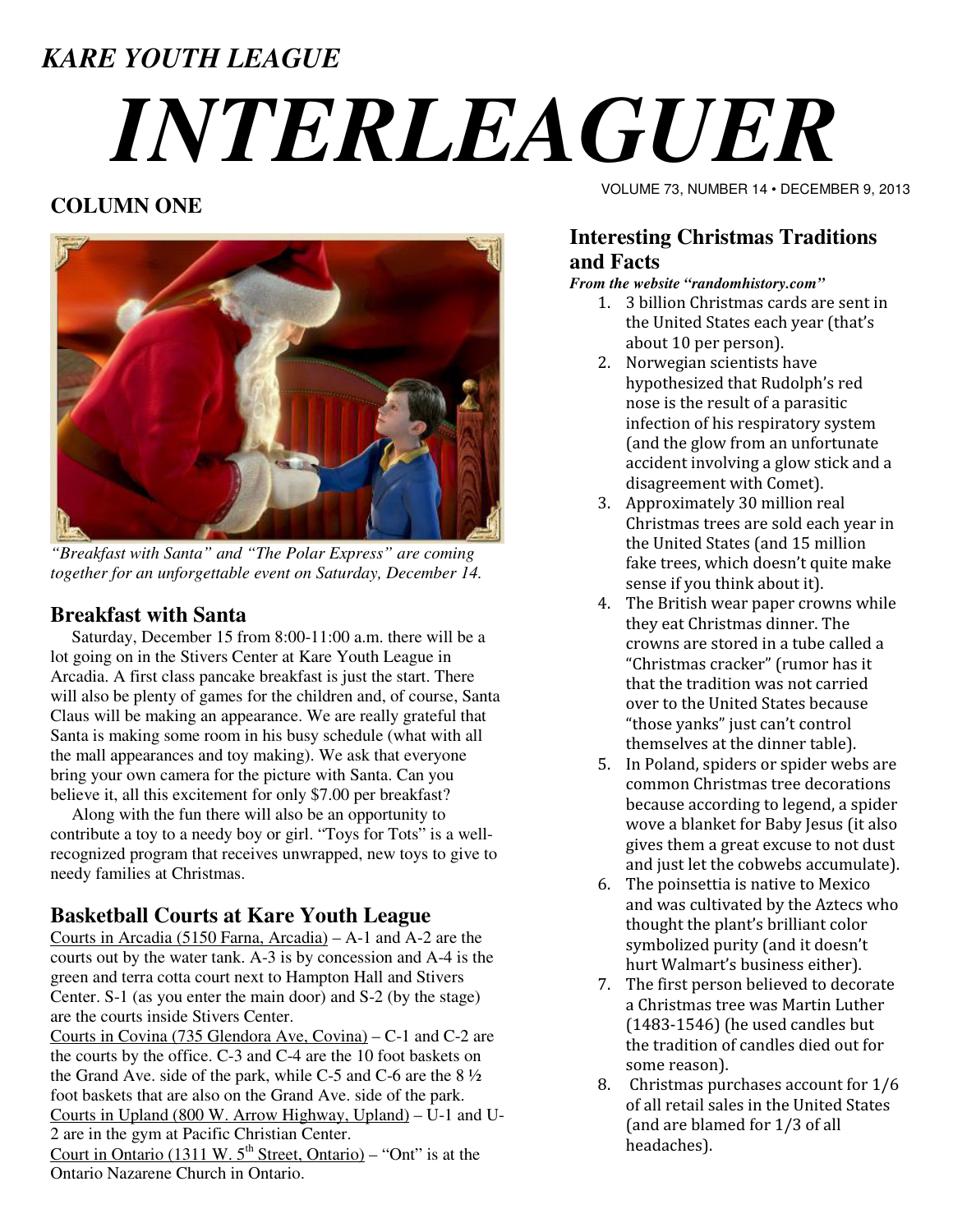*KARE YOUTH LEAGUE*

# *INTERLEAGUER*

VOLUME 73, NUMBER 14 • DECEMBER 9, 2013

## COLUMN ONE

*"Breakfast with Santa" and "The Polar Express" are coming together for an unforgettable event on Saturday, December 14.*

### Breakfast with Santa

Saturday, December 15 from 8:00-11:00 a.m. there will be a lot going on in the Stivers Center at Kare Youth League in Arcadia. A first class pancake breakfast is just the start. There will also be plenty of games for the children and, of course, Santa Claus will be making an appearance. We are really grateful that Santa is making some room in his busy schedule (what with all the mall appearances and toy making). We ask that everyone bring your own camera for the picture with Santa. Can you believe it, all this excitement for only $7.00 per breakfast?

Along with the fun there will also be an opportunity to contribute a toy to a needy boy or girl. "Toys for Tots" is a well-recognized program that receives unwrapped, new toys to give to needy families at Christmas.

### Basketball Courts at Kare Youth League

Courts in Arcadia (5150 Farna, Arcadia) – A-1 and A-2 are the courts out by the water tank. A-3 is by concession and A-4 is the green and terra cotta court next to Hampton Hall and Stivers Center. S-1 (as you enter the main door) and S-2 (by the stage) are the courts inside Stivers Center.

Courts in Covina (735 Glendora Ave, Covina) – C-1 and C-2 are the courts by the office. C-3 and C-4 are the 10 foot baskets on the Grand Ave. side of the park, while C-5 and C-6 are the 8 ½ foot baskets that are also on the Grand Ave. side of the park.

Courts in Upland (800 W. Arrow Highway, Upland) – U-1 and U-2 are in the gym at Pacific Christian Center.

Court in Ontario (1311 W. 5th Street, Ontario) – "Ont" is at the Ontario Nazarene Church in Ontario.

### Interesting Christmas Traditions and Facts

***From the website "randomhistory.com"***

1. 3 billion Christmas cards are sent in the United States each year (that's about 10 per person).
2. Norwegian scientists have hypothesized that Rudolph's red nose is the result of a parasitic infection of his respiratory system (and the glow from an unfortunate accident involving a glow stick and a disagreement with Comet).
3. Approximately 30 million real Christmas trees are sold each year in the United States (and 15 million fake trees, which doesn't quite make sense if you think about it).
4. The British wear paper crowns while they eat Christmas dinner. The crowns are stored in a tube called a "Christmas cracker" (rumor has it that the tradition was not carried over to the United States because "those yanks" just can't control themselves at the dinner table).
5. In Poland, spiders or spider webs are common Christmas tree decorations because according to legend, a spider wove a blanket for Baby Jesus (it also gives them a great excuse to not dust and just let the cobwebs accumulate).
6. The poinsettia is native to Mexico and was cultivated by the Aztecs who thought the plant's brilliant color symbolized purity (and it doesn't hurt Walmart's business either).
7. The first person believed to decorate a Christmas tree was Martin Luther (1483-1546) (he used candles but the tradition of candles died out for some reason).
8. Christmas purchases account for 1/6 of all retail sales in the United States (and are blamed for 1/3 of all headaches).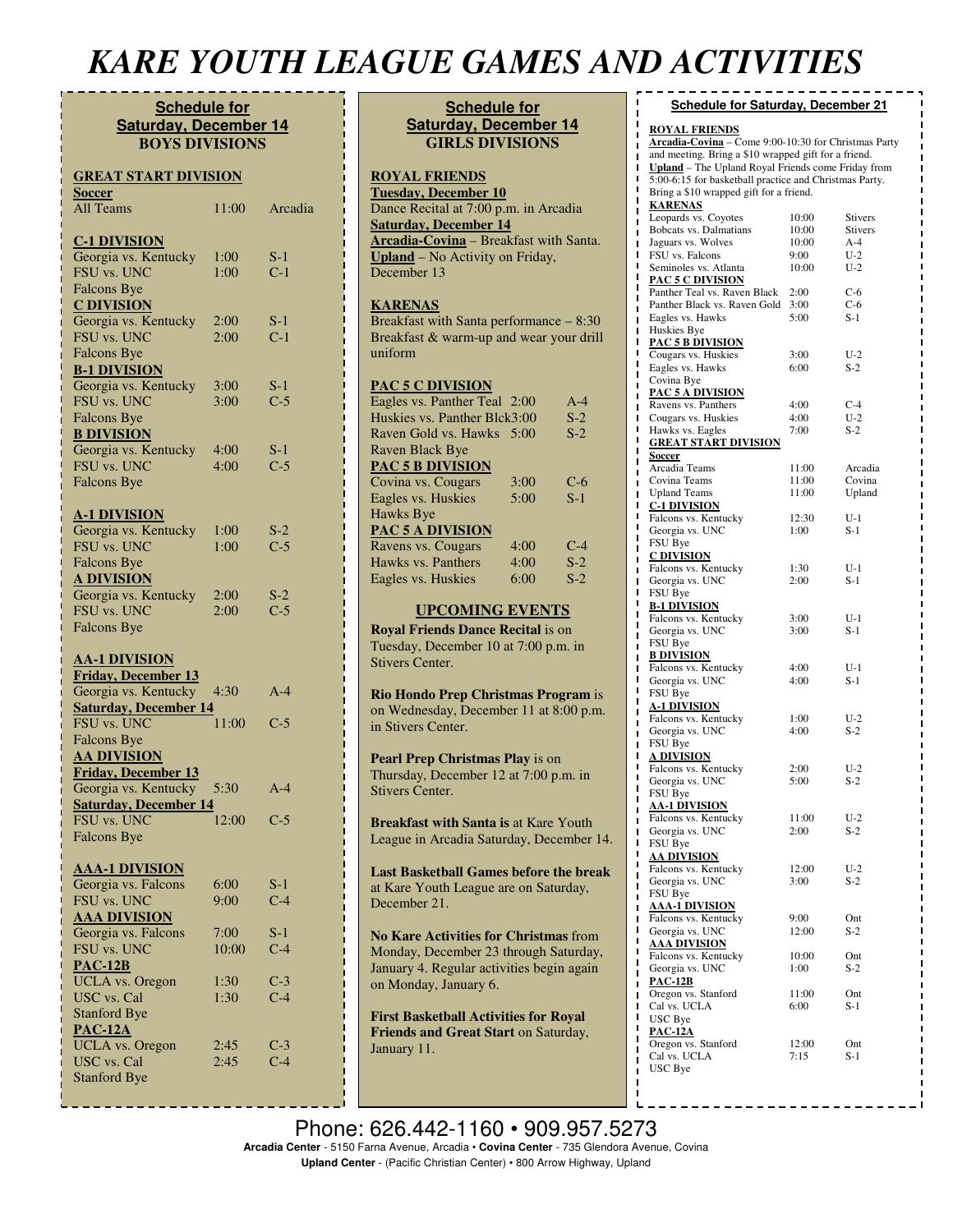# KARE YOUTH LEAGUE GAMES AND ACTIVITIES

## Schedule for Saturday, December 14
### BOYS DIVISIONS

**GREAT START DIVISION**

**Soccer**

| | | |
|---|---|---|
| All Teams | 11:00 | Arcadia |

**C-1 DIVISION**

| | | |
|---|---|---|
| Georgia vs. Kentucky | 1:00 | S-1 |
| FSU vs. UNC | 1:00 | C-1 |
| Falcons Bye | | |

**C DIVISION**

| | | |
|---|---|---|
| Georgia vs. Kentucky | 2:00 | S-1 |
| FSU vs. UNC | 2:00 | C-1 |
| Falcons Bye | | |

**B-1 DIVISION**

| | | |
|---|---|---|
| Georgia vs. Kentucky | 3:00 | S-1 |
| FSU vs. UNC | 3:00 | C-5 |
| Falcons Bye | | |

**B DIVISION**

| | | |
|---|---|---|
| Georgia vs. Kentucky | 4:00 | S-1 |
| FSU vs. UNC | 4:00 | C-5 |
| Falcons Bye | | |

**A-1 DIVISION**

| | | |
|---|---|---|
| Georgia vs. Kentucky | 1:00 | S-2 |
| FSU vs. UNC | 1:00 | C-5 |
| Falcons Bye | | |

**A DIVISION**

| | | |
|---|---|---|
| Georgia vs. Kentucky | 2:00 | S-2 |
| FSU vs. UNC | 2:00 | C-5 |
| Falcons Bye | | |

**AA-1 DIVISION**

**Friday, December 13**

| | | |
|---|---|---|
| Georgia vs. Kentucky | 4:30 | A-4 |

**Saturday, December 14**

| | | |
|---|---|---|
| FSU vs. UNC | 11:00 | C-5 |
| Falcons Bye | | |

**AA DIVISION**

**Friday, December 13**

| | | |
|---|---|---|
| Georgia vs. Kentucky | 5:30 | A-4 |

**Saturday, December 14**

| | | |
|---|---|---|
| FSU vs. UNC | 12:00 | C-5 |
| Falcons Bye | | |

**AAA-1 DIVISION**

| | | |
|---|---|---|
| Georgia vs. Falcons | 6:00 | S-1 |
| FSU vs. UNC | 9:00 | C-4 |

**AAA DIVISION**

| | | |
|---|---|---|
| Georgia vs. Falcons | 7:00 | S-1 |
| FSU vs. UNC | 10:00 | C-4 |

**PAC-12B**

| | | |
|---|---|---|
| UCLA vs. Oregon | 1:30 | C-3 |
| USC vs. Cal | 1:30 | C-4 |
| Stanford Bye | | |

**PAC-12A**

| | | |
|---|---|---|
| UCLA vs. Oregon | 2:45 | C-3 |
| USC vs. Cal | 2:45 | C-4 |
| Stanford Bye | | |

## Schedule for Saturday, December 14
### GIRLS DIVISIONS

**ROYAL FRIENDS**

**Tuesday, December 10**

Dance Recital at 7:00 p.m. in Arcadia

**Saturday, December 14**

**Arcadia-Covina** – Breakfast with Santa.

**Upland** – No Activity on Friday, December 13

**KARENAS**

Breakfast with Santa performance – 8:30 Breakfast & warm-up and wear your drill uniform

**PAC 5 C DIVISION**

| | | |
|---|---|---|
| Eagles vs. Panther Teal | 2:00 | A-4 |
| Huskies vs. Panther Blck | 3:00 | S-2 |
| Raven Gold vs. Hawks | 5:00 | S-2 |
| Raven Black Bye | | |

**PAC 5 B DIVISION**

| | | |
|---|---|---|
| Covina vs. Cougars | 3:00 | C-6 |
| Eagles vs. Huskies | 5:00 | S-1 |
| Hawks Bye | | |

**PAC 5 A DIVISION**

| | | |
|---|---|---|
| Ravens vs. Cougars | 4:00 | C-4 |
| Hawks vs. Panthers | 4:00 | S-2 |
| Eagles vs. Huskies | 6:00 | S-2 |

### UPCOMING EVENTS

**Royal Friends Dance Recital** is on Tuesday, December 10 at 7:00 p.m. in Stivers Center.

**Rio Hondo Prep Christmas Program** is on Wednesday, December 11 at 8:00 p.m. in Stivers Center.

**Pearl Prep Christmas Play** is on Thursday, December 12 at 7:00 p.m. in Stivers Center.

**Breakfast with Santa is** at Kare Youth League in Arcadia Saturday, December 14.

**Last Basketball Games before the break** at Kare Youth League are on Saturday, December 21.

**No Kare Activities for Christmas** from Monday, December 23 through Saturday, January 4. Regular activities begin again on Monday, January 6.

**First Basketball Activities for Royal Friends and Great Start** on Saturday, January 11.

## Schedule for Saturday, December 21

**ROYAL FRIENDS**

**Arcadia-Covina** – Come 9:00-10:30 for Christmas Party and meeting. Bring a $10 wrapped gift for a friend.

**Upland** – The Upland Royal Friends come Friday from 5:00-6:15 for basketball practice and Christmas Party. Bring a $10 wrapped gift for a friend.

**KARENAS**

| | | |
|---|---|---|
| Leopards vs. Coyotes | 10:00 | Stivers |
| Bobcats vs. Dalmatians | 10:00 | Stivers |
| Jaguars vs. Wolves | 10:00 | A-4 |
| FSU vs. Falcons | 9:00 | U-2 |
| Seminoles vs. Atlanta | 10:00 | U-2 |

**PAC 5 C DIVISION**

| | | |
|---|---|---|
| Panther Teal vs. Raven Black | 2:00 | C-6 |
| Panther Black vs. Raven Gold | 3:00 | C-6 |
| Eagles vs. Hawks | 5:00 | S-1 |
| Huskies Bye | | |

**PAC 5 B DIVISION**

| | | |
|---|---|---|
| Cougars vs. Huskies | 3:00 | U-2 |
| Eagles vs. Hawks | 6:00 | S-2 |
| Covina Bye | | |

**PAC 5 A DIVISION**

| | | |
|---|---|---|
| Ravens vs. Panthers | 4:00 | C-4 |
| Cougars vs. Huskies | 4:00 | U-2 |
| Hawks vs. Eagles | 7:00 | S-2 |

**GREAT START DIVISION**

**Soccer**

| | | |
|---|---|---|
| Arcadia Teams | 11:00 | Arcadia |
| Covina Teams | 11:00 | Covina |
| Upland Teams | 11:00 | Upland |

**C-1 DIVISION**

| | | |
|---|---|---|
| Falcons vs. Kentucky | 12:30 | U-1 |
| Georgia vs. UNC | 1:00 | S-1 |
| FSU Bye | | |

**C DIVISION**

| | | |
|---|---|---|
| Falcons vs. Kentucky | 1:30 | U-1 |
| Georgia vs. UNC | 2:00 | S-1 |
| FSU Bye | | |

**B-1 DIVISION**

| | | |
|---|---|---|
| Falcons vs. Kentucky | 3:00 | U-1 |
| Georgia vs. UNC | 3:00 | S-1 |
| FSU Bye | | |

**B DIVISION**

| | | |
|---|---|---|
| Falcons vs. Kentucky | 4:00 | U-1 |
| Georgia vs. UNC | 4:00 | S-1 |
| FSU Bye | | |

**A-1 DIVISION**

| | | |
|---|---|---|
| Falcons vs. Kentucky | 1:00 | U-2 |
| Georgia vs. UNC | 4:00 | S-2 |
| FSU Bye | | |

**A DIVISION**

| | | |
|---|---|---|
| Falcons vs. Kentucky | 2:00 | U-2 |
| Georgia vs. UNC | 5:00 | S-2 |
| FSU Bye | | |

**AA-1 DIVISION**

| | | |
|---|---|---|
| Falcons vs. Kentucky | 11:00 | U-2 |
| Georgia vs. UNC | 2:00 | S-2 |
| FSU Bye | | |

**AA DIVISION**

| | | |
|---|---|---|
| Falcons vs. Kentucky | 12:00 | U-2 |
| Georgia vs. UNC | 3:00 | S-2 |
| FSU Bye | | |

**AAA-1 DIVISION**

| | | |
|---|---|---|
| Falcons vs. Kentucky | 9:00 | Ont |
| Georgia vs. UNC | 12:00 | S-2 |

**AAA DIVISION**

| | | |
|---|---|---|
| Falcons vs. Kentucky | 10:00 | Ont |
| Georgia vs. UNC | 1:00 | S-2 |

**PAC-12B**

| | | |
|---|---|---|
| Oregon vs. Stanford | 11:00 | Ont |
| Cal vs. UCLA | 6:00 | S-1 |
| USC Bye | | |

**PAC-12A**

| | | |
|---|---|---|
| Oregon vs. Stanford | 12:00 | Ont |
| Cal vs. UCLA | 7:15 | S-1 |
| USC Bye | | |

Phone: 626.442-1160 • 909.957.5273

**Arcadia Center** - 5150 Farna Avenue, Arcadia • **Covina Center** - 735 Glendora Avenue, Covina

**Upland Center** - (Pacific Christian Center) • 800 Arrow Highway, Upland